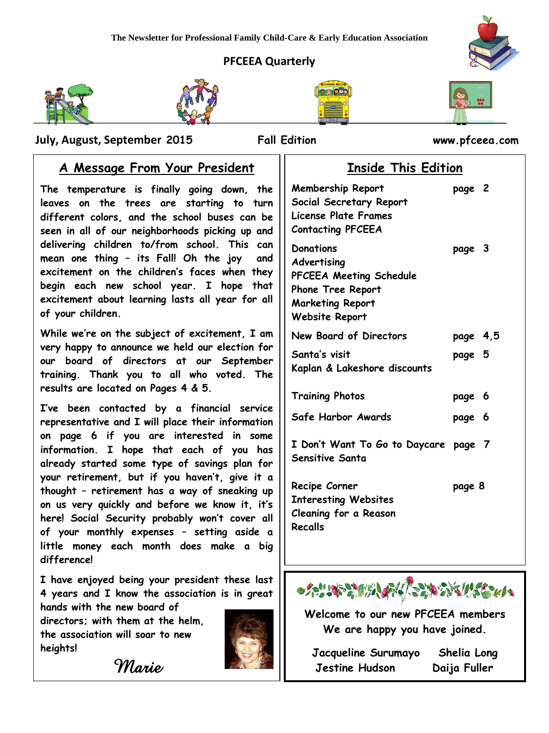The Newsletter for Professional Family Child-Care & Early Education Association

# PFCEEA Quarterly

**July, August, September 2015** | **Fall Edition** | **www.pfceea.com**

## A Message From Your President

The temperature is finally going down, the leaves on the trees are starting to turn different colors, and the school buses can be seen in all of our neighborhoods picking up and delivering children to/from school. This can mean one thing – its Fall! Oh the joy and excitement on the children's faces when they begin each new school year. I hope that excitement about learning lasts all year for all of your children.

While we're on the subject of excitement, I am very happy to announce we held our election for our board of directors at our September training. Thank you to all who voted. The results are located on Pages 4 & 5.

I've been contacted by a financial service representative and I will place their information on page 6 if you are interested in some information. I hope that each of you has already started some type of savings plan for your retirement, but if you haven't, give it a thought – retirement has a way of sneaking up on us very quickly and before we know it, it's here! Social Security probably won't cover all of your monthly expenses – setting aside a little money each month does make a big difference!

I have enjoyed being your president these last 4 years and I know the association is in great hands with the new board of directors; with them at the helm, the association will soar to new heights!

*Marie*

## Inside This Edition

| | |
|---|---|
| Membership Report<br>Social Secretary Report<br>License Plate Frames<br>Contacting PFCEEA | page 2 |
| Donations<br>Advertising<br>PFCEEA Meeting Schedule<br>Phone Tree Report<br>Marketing Report<br>Website Report | page 3 |
| New Board of Directors | page 4,5 |
| Santa's visit<br>Kaplan & Lakeshore discounts | page 5 |
| Training Photos | page 6 |
| Safe Harbor Awards | page 6 |
| I Don't Want To Go to Daycare<br>Sensitive Santa | page 7 |
| Recipe Corner<br>Interesting Websites<br>Cleaning for a Reason<br>Recalls | page 8 |

**Welcome to our new PFCEEA members**
**We are happy you have joined.**

Jacqueline Surumayo &nbsp;&nbsp; Shelia Long
Jestine Hudson &nbsp;&nbsp; Daija Fuller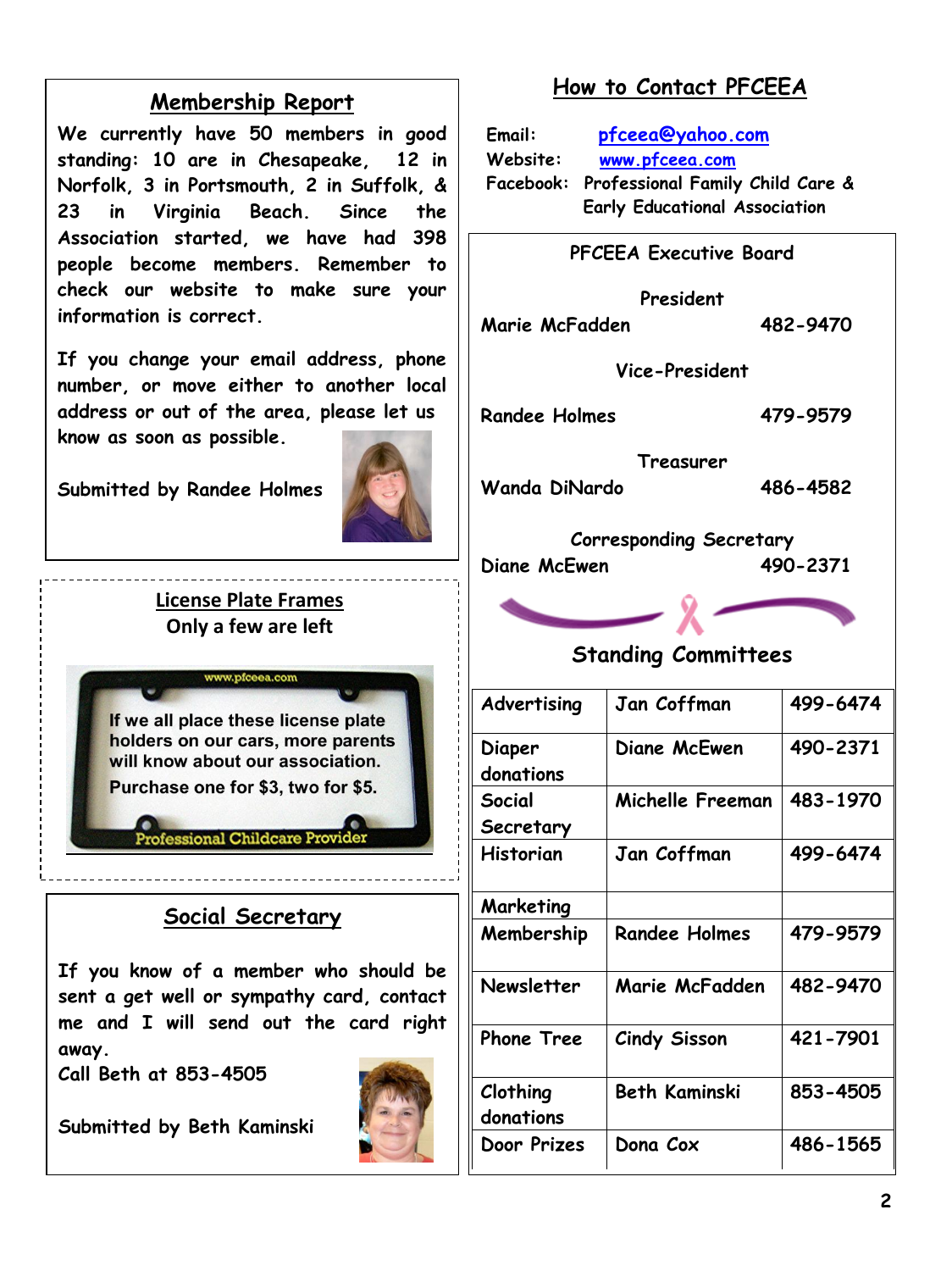## Membership Report

We currently have 50 members in good standing: 10 are in Chesapeake, 12 in Norfolk, 3 in Portsmouth, 2 in Suffolk, & 23 in Virginia Beach. Since the Association started, we have had 398 people become members. Remember to check our website to make sure your information is correct.

If you change your email address, phone number, or move either to another local address or out of the area, please let us know as soon as possible.

Submitted by Randee Holmes

## License Plate Frames

**Only a few are left**

www.pfceea.com

If we all place these license plate holders on our cars, more parents will know about our association.

Purchase one for $3, two for $5.

Professional Childcare Provider

## Social Secretary

If you know of a member who should be sent a get well or sympathy card, contact me and I will send out the card right away.
Call Beth at 853-4505

Submitted by Beth Kaminski

## How to Contact PFCEEA

Email: pfceea@yahoo.com
Website: www.pfceea.com
Facebook: Professional Family Child Care & Early Educational Association

### PFCEEA Executive Board

**President**
Marie McFadden 482-9470

**Vice-President**
Randee Holmes 479-9579

**Treasurer**
Wanda DiNardo 486-4582

**Corresponding Secretary**
Diane McEwen 490-2371

### Standing Committees

| Committee | Name | Phone |
|---|---|---|
| Advertising | Jan Coffman | 499-6474 |
| Diaper donations | Diane McEwen | 490-2371 |
| Social Secretary | Michelle Freeman | 483-1970 |
| Historian | Jan Coffman | 499-6474 |
| Marketing | | |
| Membership | Randee Holmes | 479-9579 |
| Newsletter | Marie McFadden | 482-9470 |
| Phone Tree | Cindy Sisson | 421-7901 |
| Clothing donations | Beth Kaminski | 853-4505 |
| Door Prizes | Dona Cox | 486-1565 |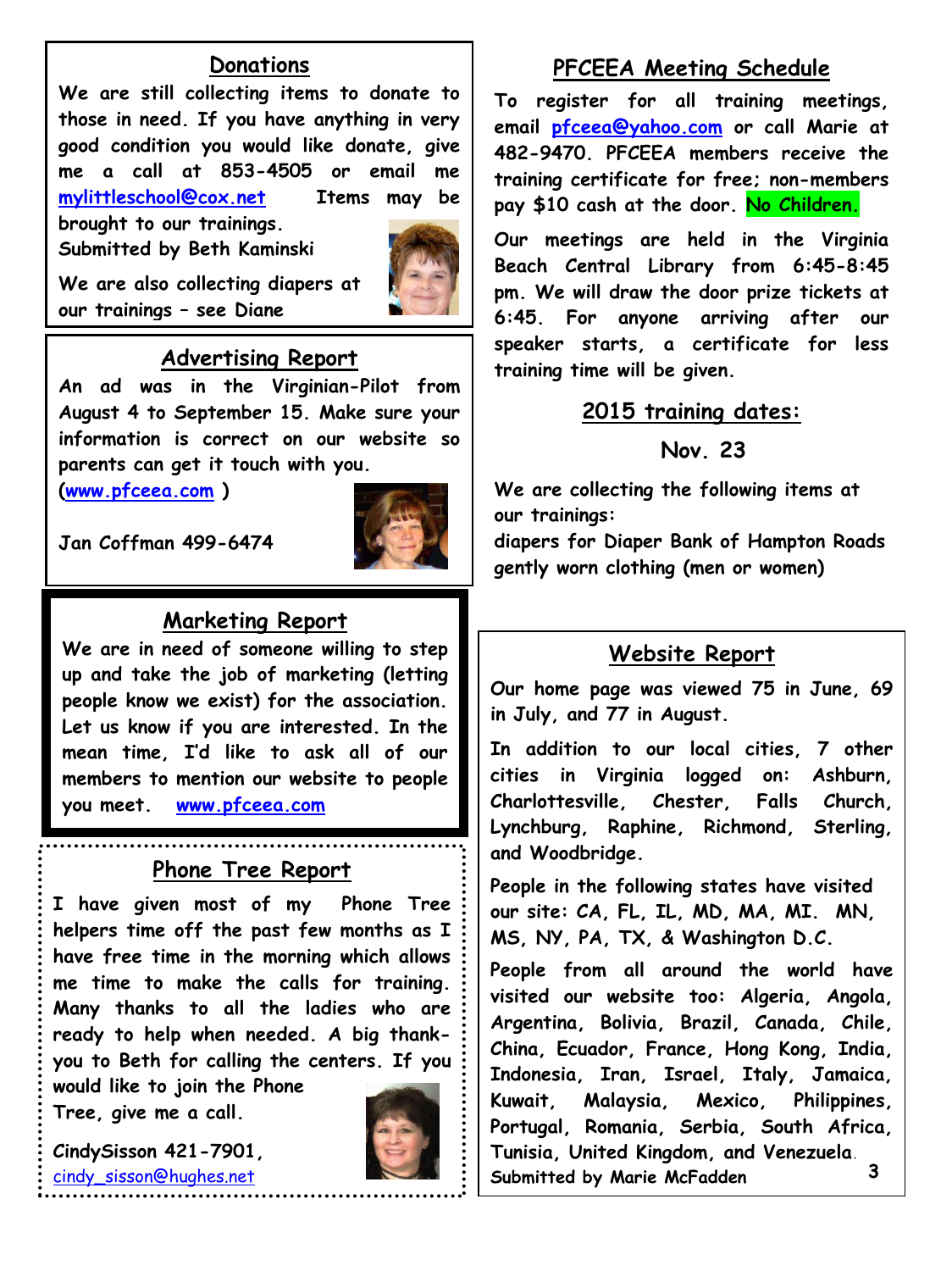## Donations

We are still collecting items to donate to those in need. If you have anything in very good condition you would like donate, give me a call at 853-4505 or email me mylittleschool@cox.net Items may be brought to our trainings.

Submitted by Beth Kaminski

We are also collecting diapers at our trainings – see Diane

## Advertising Report

An ad was in the Virginian-Pilot from August 4 to September 15. Make sure your information is correct on our website so parents can get it touch with you. (www.pfceea.com )

Jan Coffman 499-6474

## Marketing Report

We are in need of someone willing to step up and take the job of marketing (letting people know we exist) for the association. Let us know if you are interested. In the mean time, I'd like to ask all of our members to mention our website to people you meet. www.pfceea.com

## Phone Tree Report

I have given most of my Phone Tree helpers time off the past few months as I have free time in the morning which allows me time to make the calls for training. Many thanks to all the ladies who are ready to help when needed. A big thank-you to Beth for calling the centers. If you would like to join the Phone Tree, give me a call.

CindySisson 421-7901, cindy_sisson@hughes.net

## PFCEEA Meeting Schedule

To register for all training meetings, email pfceea@yahoo.com or call Marie at 482-9470. PFCEEA members receive the training certificate for free; non-members pay $10 cash at the door. **No Children.**

Our meetings are held in the Virginia Beach Central Library from 6:45-8:45 pm. We will draw the door prize tickets at 6:45. For anyone arriving after our speaker starts, a certificate for less training time will be given.

## 2015 training dates:

**Nov. 23**

We are collecting the following items at our trainings:
diapers for Diaper Bank of Hampton Roads
gently worn clothing (men or women)

## Website Report

Our home page was viewed 75 in June, 69 in July, and 77 in August.

In addition to our local cities, 7 other cities in Virginia logged on: Ashburn, Charlottesville, Chester, Falls Church, Lynchburg, Raphine, Richmond, Sterling, and Woodbridge.

*People in the following states have visited our site: CA, FL, IL, MD, MA, MI. MN, MS, NY, PA, TX, & Washington D.C.*

*People from all around the world have visited our website too: Algeria, Angola, Argentina, Bolivia, Brazil, Canada, Chile, China, Ecuador, France, Hong Kong, India, Indonesia, Iran, Israel, Italy, Jamaica, Kuwait, Malaysia, Mexico, Philippines, Portugal, Romania, Serbia, South Africa, Tunisia, United Kingdom, and Venezuela.*

Submitted by Marie McFadden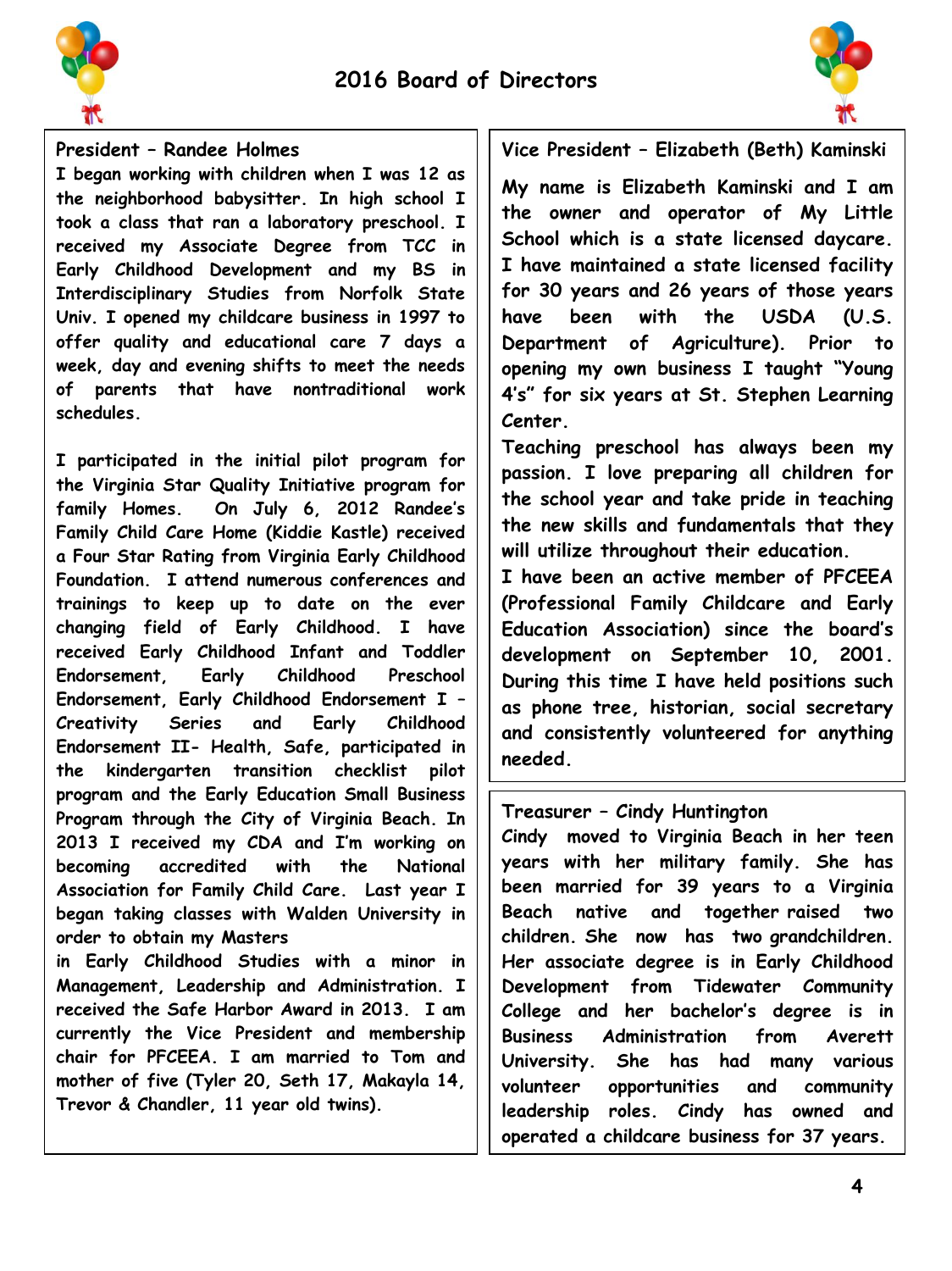# 2016 Board of Directors

## President – Randee Holmes

I began working with children when I was 12 as the neighborhood babysitter. In high school I took a class that ran a laboratory preschool. I received my Associate Degree from TCC in Early Childhood Development and my BS in Interdisciplinary Studies from Norfolk State Univ. I opened my childcare business in 1997 to offer quality and educational care 7 days a week, day and evening shifts to meet the needs of parents that have nontraditional work schedules.

I participated in the initial pilot program for the Virginia Star Quality Initiative program for family Homes. On July 6, 2012 Randee's Family Child Care Home (Kiddie Kastle) received a Four Star Rating from Virginia Early Childhood Foundation. I attend numerous conferences and trainings to keep up to date on the ever changing field of Early Childhood. I have received Early Childhood Infant and Toddler Endorsement, Early Childhood Preschool Endorsement, Early Childhood Endorsement I – Creativity Series and Early Childhood Endorsement II- Health, Safe, participated in the kindergarten transition checklist pilot program and the Early Education Small Business Program through the City of Virginia Beach. In 2013 I received my CDA and I'm working on becoming accredited with the National Association for Family Child Care. Last year I began taking classes with Walden University in order to obtain my Masters in Early Childhood Studies with a minor in Management, Leadership and Administration. I received the Safe Harbor Award in 2013. I am currently the Vice President and membership chair for PFCEEA. I am married to Tom and mother of five (Tyler 20, Seth 17, Makayla 14, Trevor & Chandler, 11 year old twins).

## Vice President – Elizabeth (Beth) Kaminski

My name is Elizabeth Kaminski and I am the owner and operator of My Little School which is a state licensed daycare. I have maintained a state licensed facility for 30 years and 26 years of those years have been with the USDA (U.S. Department of Agriculture). Prior to opening my own business I taught "Young 4's" for six years at St. Stephen Learning Center.

Teaching preschool has always been my passion. I love preparing all children for the school year and take pride in teaching the new skills and fundamentals that they will utilize throughout their education.

I have been an active member of PFCEEA (Professional Family Childcare and Early Education Association) since the board's development on September 10, 2001. During this time I have held positions such as phone tree, historian, social secretary and consistently volunteered for anything needed.

## Treasurer – Cindy Huntington

Cindy moved to Virginia Beach in her teen years with her military family. She has been married for 39 years to a Virginia Beach native and together raised two children. She now has two grandchildren. Her associate degree is in Early Childhood Development from Tidewater Community College and her bachelor's degree is in Business Administration from Averett University. She has had many various volunteer opportunities and community leadership roles. Cindy has owned and operated a childcare business for 37 years.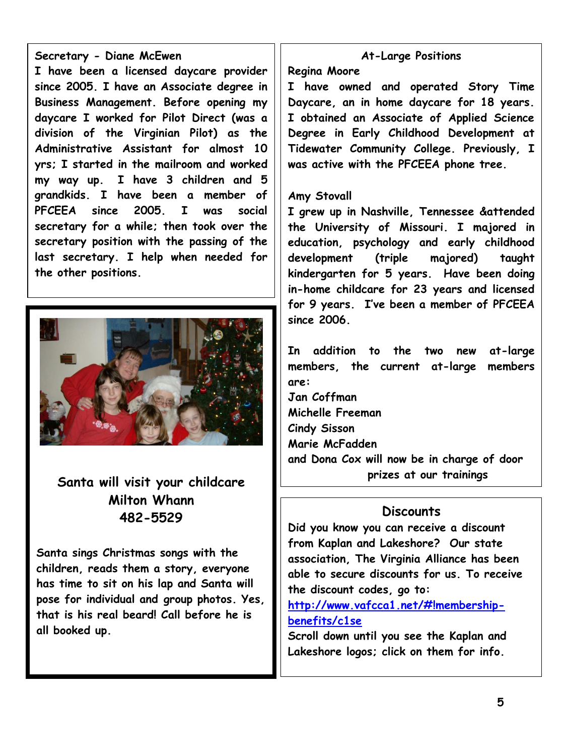**Secretary - Diane McEwen**

I have been a licensed daycare provider since 2005. I have an Associate degree in Business Management. Before opening my daycare I worked for Pilot Direct (was a division of the Virginian Pilot) as the Administrative Assistant for almost 10 yrs; I started in the mailroom and worked my way up. I have 3 children and 5 grandkids. I have been a member of PFCEEA since 2005. I was social secretary for a while; then took over the secretary position with the passing of the last secretary. I help when needed for the other positions.

## Santa will visit your childcare
## Milton Whann
## 482-5529

Santa sings Christmas songs with the children, reads them a story, everyone has time to sit on his lap and Santa will pose for individual and group photos. Yes, that is his real beard! Call before he is all booked up.

## At-Large Positions

**Regina Moore**

I have owned and operated Story Time Daycare, an in home daycare for 18 years. I obtained an Associate of Applied Science Degree in Early Childhood Development at Tidewater Community College. Previously, I was active with the PFCEEA phone tree.

**Amy Stovall**

I grew up in Nashville, Tennessee &attended the University of Missouri. I majored in education, psychology and early childhood development (triple majored) taught kindergarten for 5 years. Have been doing in-home childcare for 23 years and licensed for 9 years. I've been a member of PFCEEA since 2006.

In addition to the two new at-large members, the current at-large members are:
Jan Coffman
Michelle Freeman
Cindy Sisson
Marie McFadden
and Dona Cox will now be in charge of door prizes at our trainings

## Discounts

Did you know you can receive a discount from Kaplan and Lakeshore? Our state association, The Virginia Alliance has been able to secure discounts for us. To receive the discount codes, go to:
http://www.vafcca1.net/#!membership-benefits/c1se
Scroll down until you see the Kaplan and Lakeshore logos; click on them for info.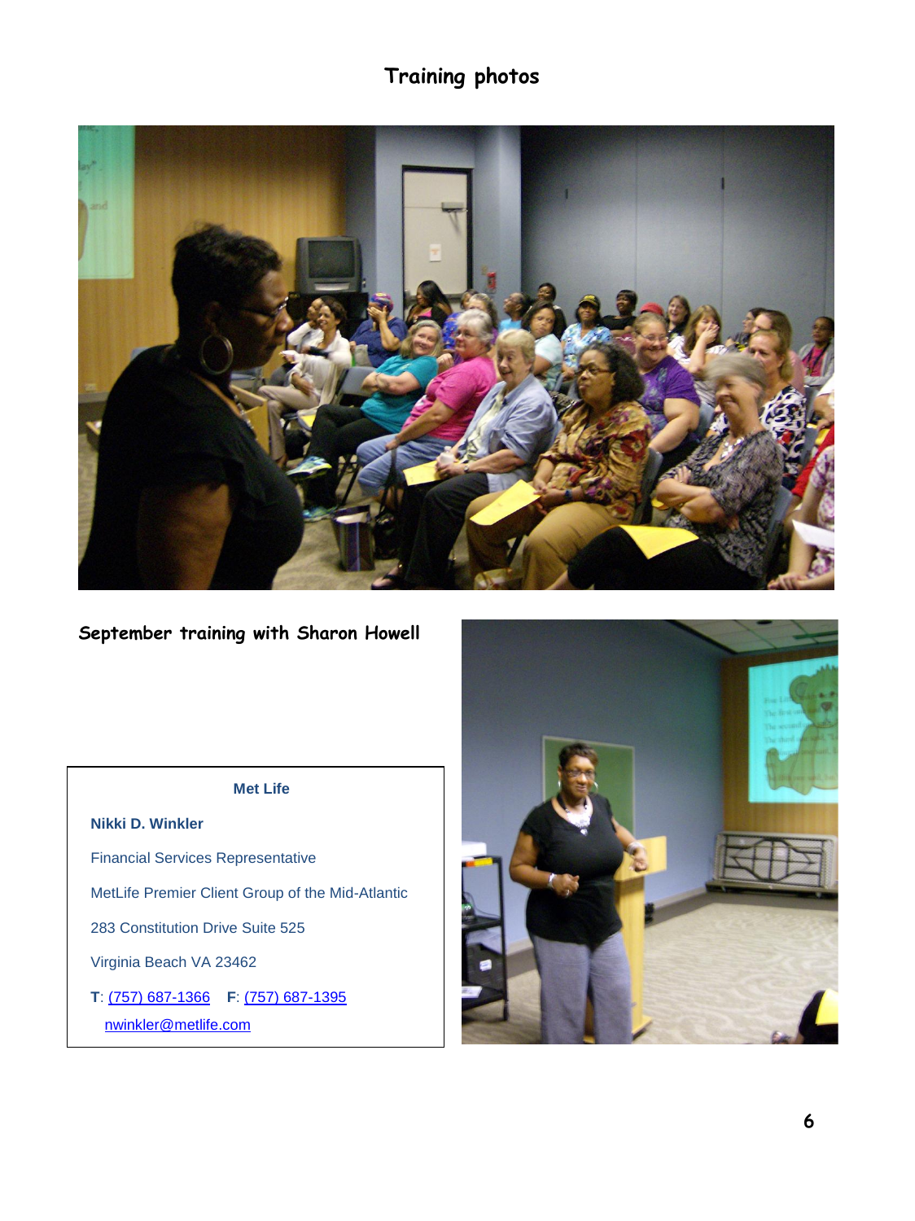## Training photos

September training with Sharon Howell

**Met Life**

**Nikki D. Winkler**

Financial Services Representative

MetLife Premier Client Group of the Mid-Atlantic

283 Constitution Drive Suite 525

Virginia Beach VA 23462

**T**: (757) 687-1366 **F**: (757) 687-1395

nwinkler@metlife.com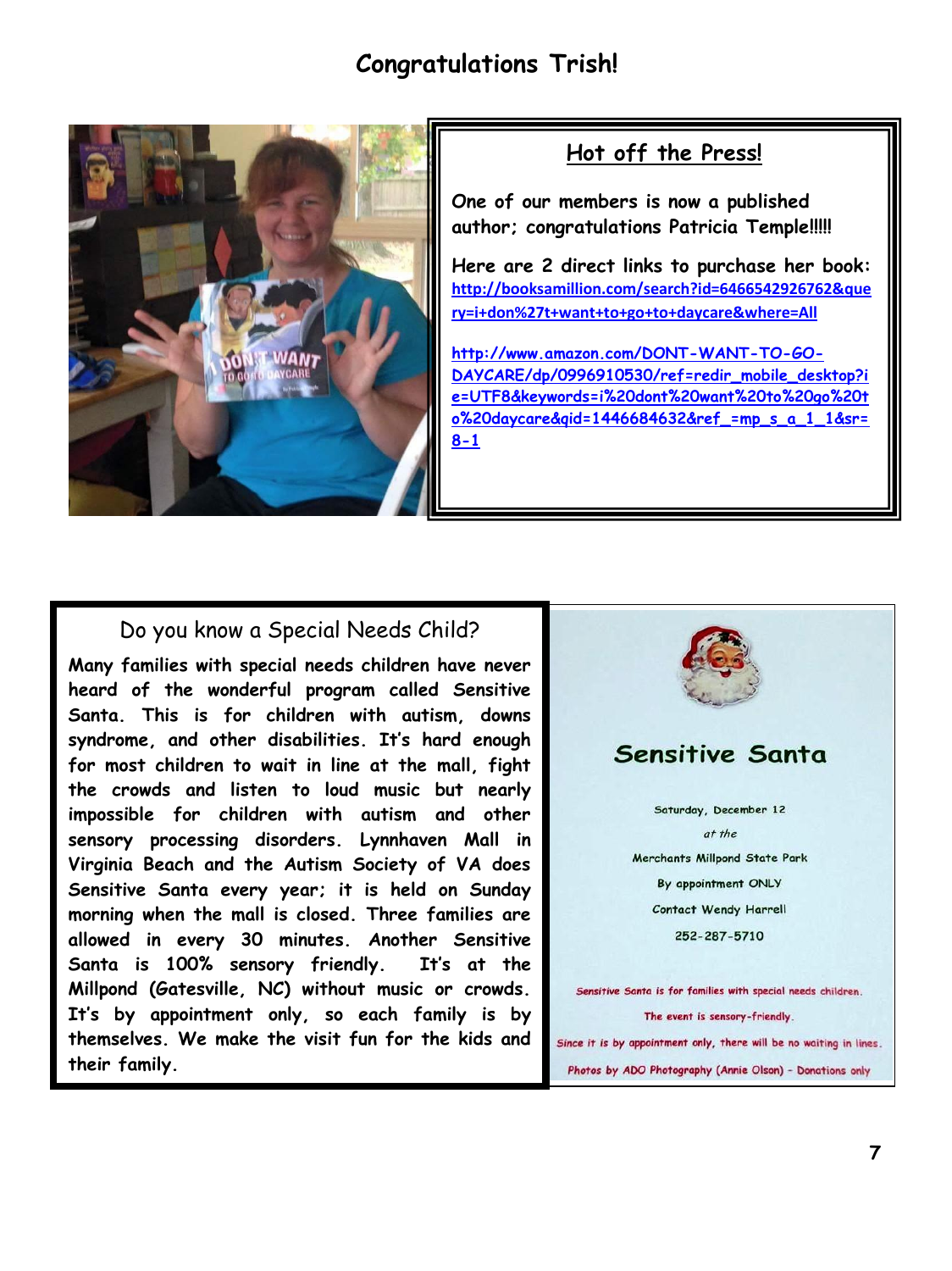# Congratulations Trish!

## Hot off the Press!

One of our members is now a published author; congratulations Patricia Temple!!!!!

Here are 2 direct links to purchase her book:
http://booksamillion.com/search?id=6466542926762&query=i+don%27t+want+to+go+to+daycare&where=All

http://www.amazon.com/DONT-WANT-TO-GO-DAYCARE/dp/0996910530/ref=redir_mobile_desktop?ie=UTF8&keywords=i%20dont%20want%20to%20go%20to%20daycare&qid=1446684632&ref_=mp_s_a_1_1&sr=8-1

## Do you know a Special Needs Child?

**Many families with special needs children have never heard of the wonderful program called Sensitive Santa. This is for children with autism, downs syndrome, and other disabilities. It's hard enough for most children to wait in line at the mall, fight the crowds and listen to loud music but nearly impossible for children with autism and other sensory processing disorders. Lynnhaven Mall in Virginia Beach and the Autism Society of VA does Sensitive Santa every year; it is held on Sunday morning when the mall is closed. Three families are allowed in every 30 minutes. Another Sensitive Santa is 100% sensory friendly. It's at the Millpond (Gatesville, NC) without music or crowds. It's by appointment only, so each family is by themselves. We make the visit fun for the kids and their family.**

## Sensitive Santa

Saturday, December 12

*at the*

Merchants Millpond State Park

By appointment ONLY

Contact Wendy Harrell

252-287-5710

Sensitive Santa is for families with special needs children.

The event is sensory-friendly.

Since it is by appointment only, there will be no waiting in lines.

Photos by ADO Photography (Annie Olson) - Donations only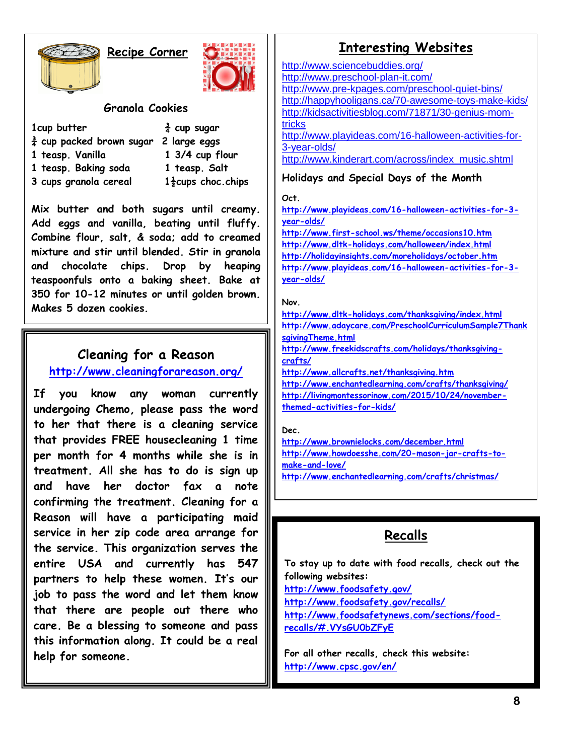## Recipe Corner

### Granola Cookies

| | |
|---|---|
| 1cup butter | ¾ cup sugar |
| ¾ cup packed brown sugar | 2 large eggs |
| 1 teasp. Vanilla | 1 3/4 cup flour |
| 1 teasp. Baking soda | 1 teasp. Salt |
| 3 cups granola cereal | 1½cups choc.chips |

Mix butter and both sugars until creamy. Add eggs and vanilla, beating until fluffy. Combine flour, salt, & soda; add to creamed mixture and stir until blended. Stir in granola and chocolate chips. Drop by heaping teaspoonfuls onto a baking sheet. Bake at 350 for 10-12 minutes or until golden brown. Makes 5 dozen cookies.

## Cleaning for a Reason

http://www.cleaningforareason.org/

If you know any woman currently undergoing Chemo, please pass the word to her that there is a cleaning service that provides FREE housecleaning 1 time per month for 4 months while she is in treatment. All she has to do is sign up and have her doctor fax a note confirming the treatment. Cleaning for a Reason will have a participating maid service in her zip code area arrange for the service. This organization serves the entire USA and currently has 547 partners to help these women. It's our job to pass the word and let them know that there are people out there who care. Be a blessing to someone and pass this information along. It could be a real help for someone.

## Interesting Websites

http://www.sciencebuddies.org/
http://www.preschool-plan-it.com/
http://www.pre-kpages.com/preschool-quiet-bins/
http://happyhooligans.ca/70-awesome-toys-make-kids/
http://kidsactivitiesblog.com/71871/30-genius-mom-tricks
http://www.playideas.com/16-halloween-activities-for-3-year-olds/
http://www.kinderart.com/across/index_music.shtml

### Holidays and Special Days of the Month

Oct.
http://www.playideas.com/16-halloween-activities-for-3-year-olds/
http://www.first-school.ws/theme/occasions10.htm
http://www.dltk-holidays.com/halloween/index.html
http://holidayinsights.com/moreholidays/october.htm
http://www.playideas.com/16-halloween-activities-for-3-year-olds/

Nov.
http://www.dltk-holidays.com/thanksgiving/index.html
http://www.adaycare.com/PreschoolCurriculumSample7ThanksgivingTheme.html
http://www.freekidscrafts.com/holidays/thanksgiving-crafts/
http://www.allcrafts.net/thanksgiving.htm
http://www.enchantedlearning.com/crafts/thanksgiving/
http://livingmontessorinow.com/2015/10/24/november-themed-activities-for-kids/

Dec.
http://www.brownielocks.com/december.html
http://www.howdoesshe.com/20-mason-jar-crafts-to-make-and-love/
http://www.enchantedlearning.com/crafts/christmas/

## Recalls

To stay up to date with food recalls, check out the following websites:
http://www.foodsafety.gov/
http://www.foodsafety.gov/recalls/
http://www.foodsafetynews.com/sections/food-recalls/#.VYsGU0bZFyE

For all other recalls, check this website:
http://www.cpsc.gov/en/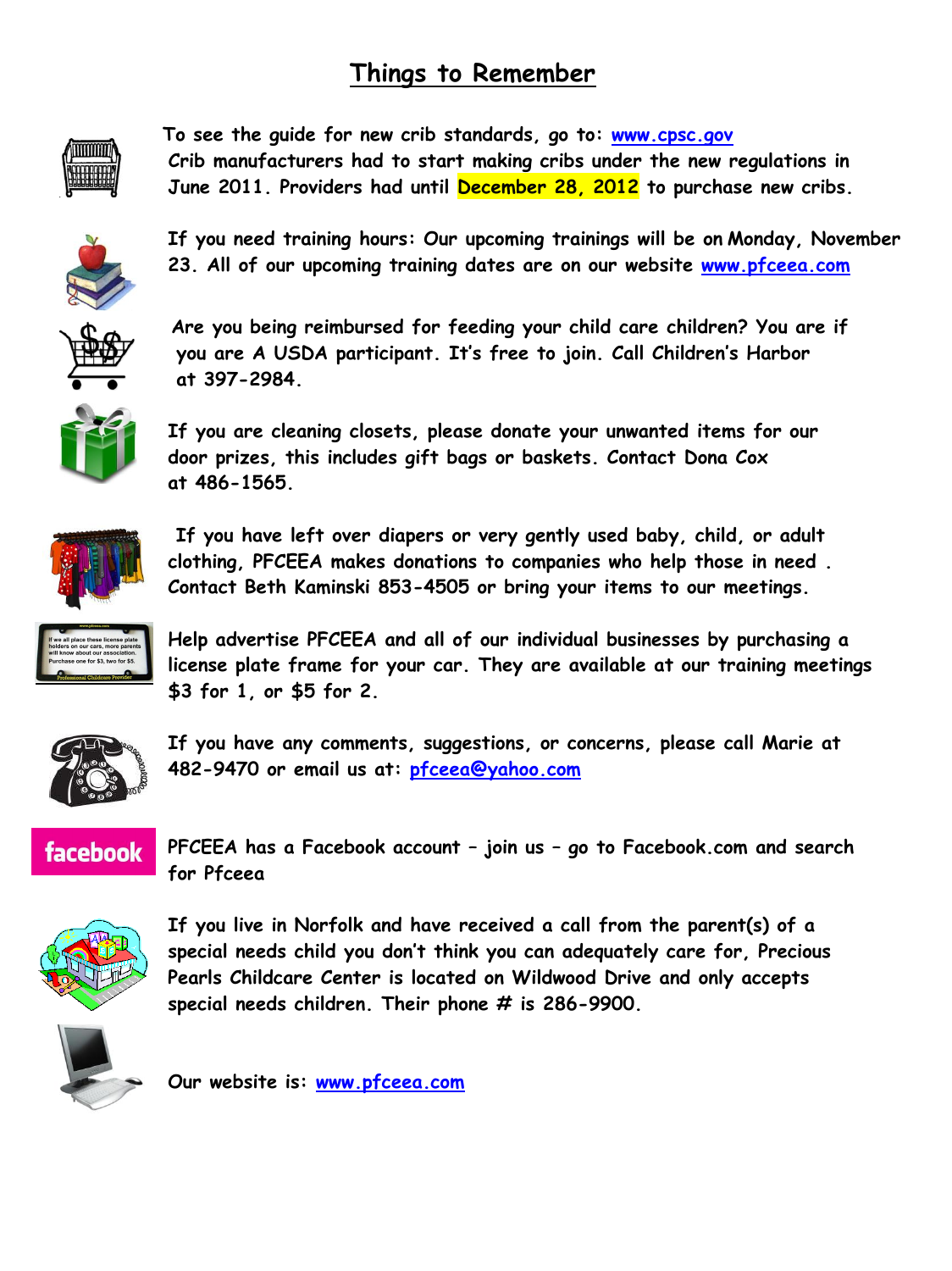# Things to Remember

To see the guide for new crib standards, go to: www.cpsc.gov
Crib manufacturers had to start making cribs under the new regulations in June 2011. Providers had until December 28, 2012 to purchase new cribs.

If you need training hours: Our upcoming trainings will be on Monday, November 23. All of our upcoming training dates are on our website www.pfceea.com

Are you being reimbursed for feeding your child care children? You are if you are A USDA participant. It's free to join. Call Children's Harbor at 397-2984.

If you are cleaning closets, please donate your unwanted items for our door prizes, this includes gift bags or baskets. Contact Dona Cox at 486-1565.

If you have left over diapers or very gently used baby, child, or adult clothing, PFCEEA makes donations to companies who help those in need . Contact Beth Kaminski 853-4505 or bring your items to our meetings.

Help advertise PFCEEA and all of our individual businesses by purchasing a license plate frame for your car. They are available at our training meetings $3 for 1, or $5 for 2.

If you have any comments, suggestions, or concerns, please call Marie at 482-9470 or email us at: pfceea@yahoo.com

PFCEEA has a Facebook account – join us – go to Facebook.com and search for Pfceea

If you live in Norfolk and have received a call from the parent(s) of a special needs child you don't think you can adequately care for, Precious Pearls Childcare Center is located on Wildwood Drive and only accepts special needs children. Their phone # is 286-9900.

Our website is: www.pfceea.com